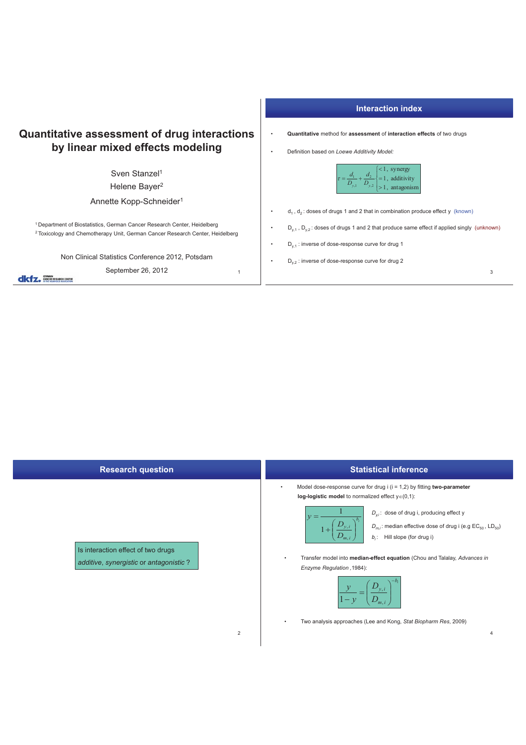# Quantitative assessment of drug interactions by linear mixed effects modeling

Sven Stanzel[1]
Helene Bayer[2]
Annette Kopp-Schneider[1]

[1] Department of Biostatistics, German Cancer Research Center, Heidelberg
[2] Toxicology and Chemotherapy Unit, German Cancer Research Center, Heidelberg

Non Clinical Statistics Conference 2012, Potsdam

September 26, 2012

## Interaction index

- **Quantitative** method for **assessment** of **interaction effects** of two drugs
- Definition based on *Loewe Additivity Model:*

$$\tau = \frac{d_1}{D_{y,1}} + \frac{d_2}{D_{y,2}} \begin{cases} <1, \text{ synergy} \\ =1, \text{ additivity} \\ >1, \text{ antagonism} \end{cases}$$

- $d_1$ , $d_2$ : doses of drugs 1 and 2 that in combination produce effect y (known)
- $D_{y,1}$ , $D_{y,2}$ : doses of drugs 1 and 2 that produce same effect if applied singly (unknown)
- $D_{y,1}$ : inverse of dose-response curve for drug 1
- $D_{y,2}$ : inverse of dose-response curve for drug 2

## Research question

Is interaction effect of two drugs *additive*, *synergistic* or *antagonistic* ?

## Statistical inference

- Model dose-response curve for drug i (i = 1,2) by fitting **two-parameter log-logistic model** to normalized effect y∈(0,1):

$$y = \frac{1}{1 + \left(\frac{D_{y,i}}{D_{m,i}}\right)^{b_i}}$$

$D_{y,i}$ : dose of drug i, producing effect y

$D_{m,i}$ : median effective dose of drug i (e.g $EC_{50}$ , $LD_{50}$)

$b_i$ : Hill slope (for drug i)

- Transfer model into **median-effect equation** (Chou and Talalay, *Advances in Enzyme Regulation* ,1984):

$$\frac{y}{1-y} = \left(\frac{D_{y,i}}{D_{m,i}}\right)^{-b_i}$$

- Two analysis approaches (Lee and Kong, *Stat Biopharm Res*, 2009)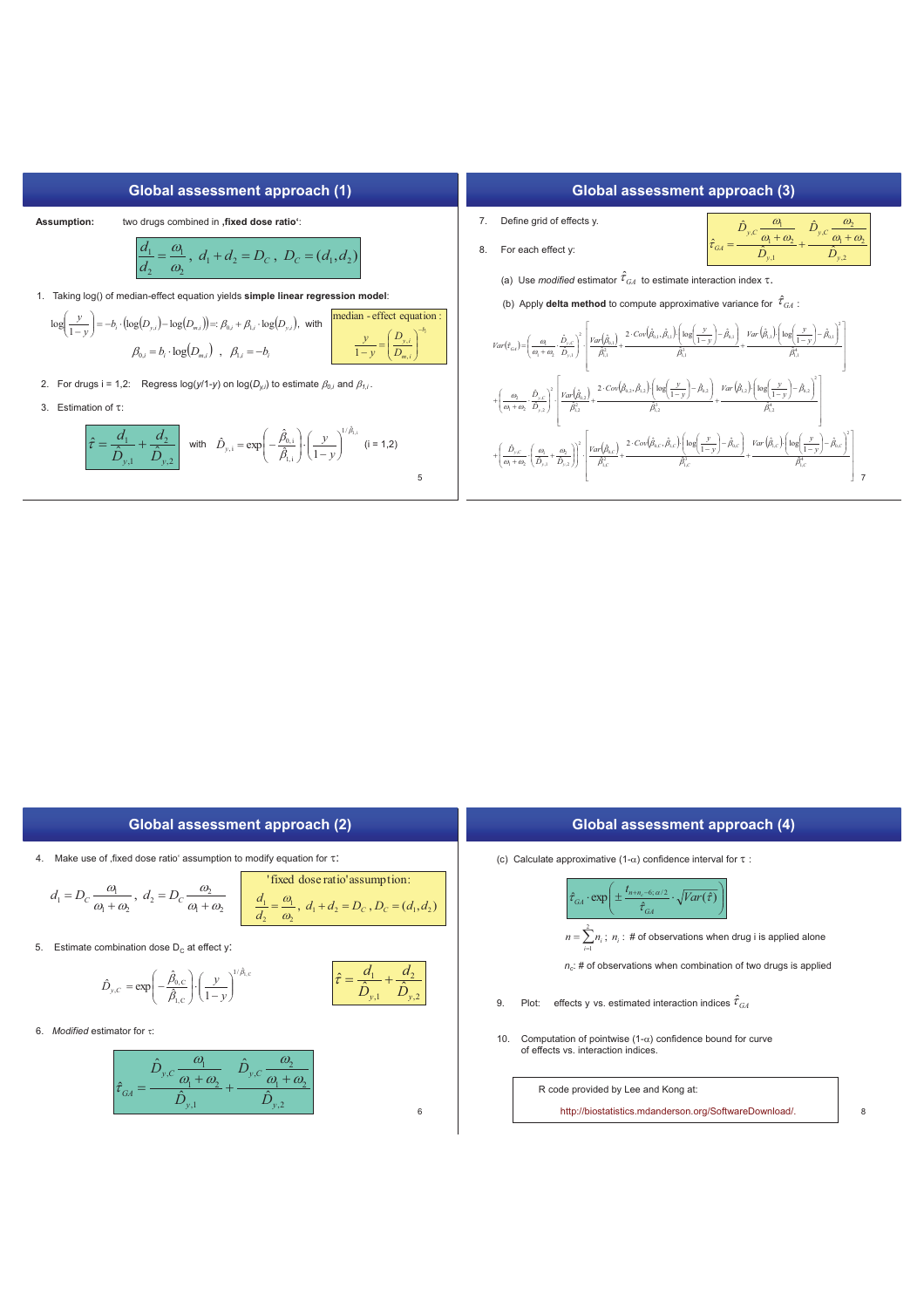## Global assessment approach (1)

**Assumption:** two drugs combined in ‚**fixed dose ratio**':

$$\frac{d_1}{d_2} = \frac{\omega_1}{\omega_2},\ d_1 + d_2 = D_C,\ D_C = (d_1, d_2)$$

1. Taking log() of median-effect equation yields **simple linear regression model**:

$$\log\left(\frac{y}{1-y}\right) = -b_i \cdot \left(\log(D_{y,i}) - \log(D_{m,i})\right) =: \beta_{0,i} + \beta_{1,i} \cdot \log(D_{y,i}),\ \text{with}$$

$$\beta_{0,i} = b_i \cdot \log(D_{m,i})\ ,\ \ \beta_{1,i} = -b_i$$

median-effect equation:

$$\frac{y}{1-y} = \left(\frac{D_{y,i}}{D_{m,i}}\right)^{-b_i}$$

2. For drugs i = 1,2: Regress log(y/1-y) on log($D_{y,i}$) to estimate $\beta_{0,i}$ and $\beta_{1,i}$.

3. Estimation of $\tau$:

$$\hat{\tau} = \frac{d_1}{\hat{D}_{y,1}} + \frac{d_2}{\hat{D}_{y,2}} \quad \text{with} \quad \hat{D}_{y,i} = \exp\left(-\frac{\hat{\beta}_{0,i}}{\hat{\beta}_{1,i}}\right) \cdot \left(\frac{y}{1-y}\right)^{1/\hat{\beta}_{1,i}} \quad (i = 1,2)$$

## Global assessment approach (2)

4. Make use of ‚fixed dose ratio' assumption to modify equation for $\tau$:

$$d_1 = D_C \frac{\omega_1}{\omega_1 + \omega_2},\ d_2 = D_C \frac{\omega_2}{\omega_1 + \omega_2}$$

'fixed dose ratio' assumption:

$$\frac{d_1}{d_2} = \frac{\omega_1}{\omega_2},\ d_1 + d_2 = D_C, D_C = (d_1, d_2)$$

5. Estimate combination dose $D_C$ at effect y:

$$\hat{D}_{y,C} = \exp\left(-\frac{\hat{\beta}_{0,C}}{\hat{\beta}_{1,C}}\right) \cdot \left(\frac{y}{1-y}\right)^{1/\hat{\beta}_{1,C}}$$

$$\hat{\tau} = \frac{d_1}{\hat{D}_{y,1}} + \frac{d_2}{\hat{D}_{y,2}}$$

6. *Modified* estimator for $\tau$:

$$\hat{\tau}_{GA} = \frac{\hat{D}_{y,C} \frac{\omega_1}{\omega_1 + \omega_2}}{\hat{D}_{y,1}} + \frac{\hat{D}_{y,C} \frac{\omega_2}{\omega_1 + \omega_2}}{\hat{D}_{y,2}}$$

## Global assessment approach (3)

7. Define grid of effects y.

8. For each effect y:

$$\hat{\tau}_{GA} = \frac{\hat{D}_{y,C} \frac{\omega_1}{\omega_1 + \omega_2}}{\hat{D}_{y,1}} + \frac{\hat{D}_{y,C} \frac{\omega_2}{\omega_1 + \omega_2}}{\hat{D}_{y,2}}$$

(a) Use *modified* estimator $\hat{\tau}_{GA}$ to estimate interaction index $\tau$.

(b) Apply **delta method** to compute approximative variance for $\hat{\tau}_{GA}$:

$$\begin{aligned}
Var(\hat{\tau}_{GA}) = & \left(\frac{\omega_1}{\omega_1+\omega_2} \cdot \frac{\hat{D}_{y,C}}{\hat{D}_{y,1}}\right)^2 \cdot \left[\frac{Var(\hat{\beta}_{0,1})}{\hat{\beta}_{1,1}^2} + \frac{2 \cdot Cov(\hat{\beta}_{0,1}, \hat{\beta}_{1,1}) \cdot \left(\log\left(\frac{y}{1-y}\right) - \hat{\beta}_{0,1}\right)}{\hat{\beta}_{1,1}^3} + \frac{Var(\hat{\beta}_{1,1}) \cdot \left(\log\left(\frac{y}{1-y}\right) - \hat{\beta}_{0,1}\right)^2}{\hat{\beta}_{1,1}^4}\right] \\
& + \left(\frac{\omega_2}{\omega_1+\omega_2} \cdot \frac{\hat{D}_{y,C}}{\hat{D}_{y,2}}\right)^2 \cdot \left[\frac{Var(\hat{\beta}_{0,2})}{\hat{\beta}_{1,2}^2} + \frac{2 \cdot Cov(\hat{\beta}_{0,2}, \hat{\beta}_{1,2}) \cdot \left(\log\left(\frac{y}{1-y}\right) - \hat{\beta}_{0,2}\right)}{\hat{\beta}_{1,2}^3} + \frac{Var(\hat{\beta}_{1,2}) \cdot \left(\log\left(\frac{y}{1-y}\right) - \hat{\beta}_{0,2}\right)^2}{\hat{\beta}_{1,2}^4}\right] \\
& + \left(\frac{\hat{D}_{y,C}}{\omega_1+\omega_2} \cdot \left(\frac{\omega_1}{\hat{D}_{y,1}} + \frac{\omega_2}{\hat{D}_{y,2}}\right)\right)^2 \cdot \left[\frac{Var(\hat{\beta}_{0,C})}{\hat{\beta}_{1,C}^2} + \frac{2 \cdot Cov(\hat{\beta}_{0,C}, \hat{\beta}_{1,C}) \cdot \left(\log\left(\frac{y}{1-y}\right) - \hat{\beta}_{0,C}\right)}{\hat{\beta}_{1,C}^3} + \frac{Var(\hat{\beta}_{1,C}) \cdot \left(\log\left(\frac{y}{1-y}\right) - \hat{\beta}_{0,C}\right)^2}{\hat{\beta}_{1,C}^4}\right]
\end{aligned}$$

## Global assessment approach (4)

(c) Calculate approximative (1-$\alpha$) confidence interval for $\tau$:

$$\hat{\tau}_{GA} \cdot \exp\left(\pm \frac{t_{n+n_c-6;\alpha/2}}{\hat{\tau}_{GA}} \cdot \sqrt{Var(\hat{\tau})}\right)$$

$n = \sum_{i=1}^{2} n_i$; $n_i$: # of observations when drug i is applied alone

$n_c$: # of observations when combination of two drugs is applied

9. Plot: effects y vs. estimated interaction indices $\hat{\tau}_{GA}$

10. Computation of pointwise (1-$\alpha$) confidence bound for curve of effects vs. interaction indices.

R code provided by Lee and Kong at:

http://biostatistics.mdanderson.org/SoftwareDownload/.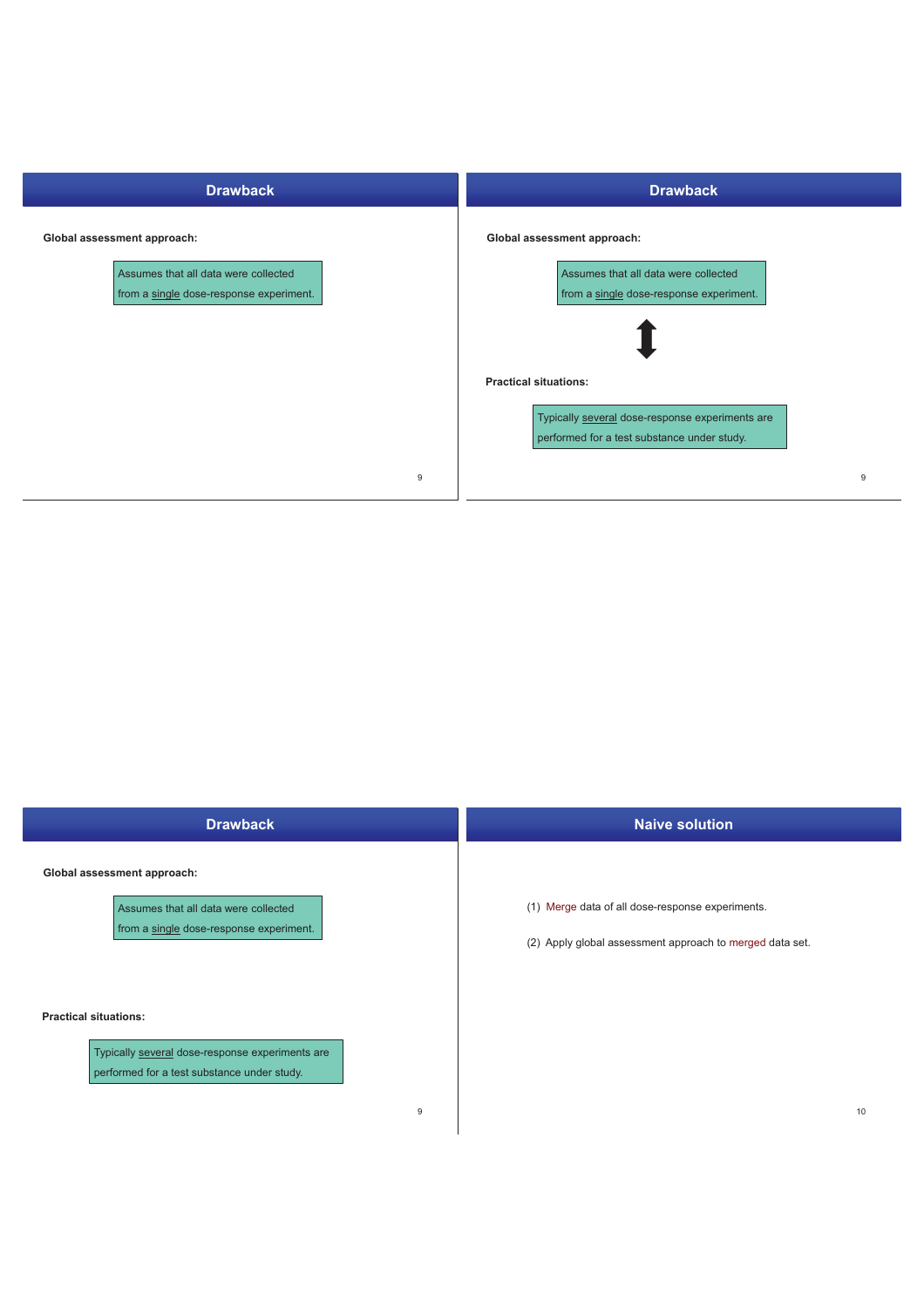## Drawback

**Global assessment approach:**

Assumes that all data were collected from a single dose-response experiment.

## Drawback

**Global assessment approach:**

Assumes that all data were collected from a single dose-response experiment.

⬍

**Practical situations:**

Typically several dose-response experiments are performed for a test substance under study.

## Drawback

**Global assessment approach:**

Assumes that all data were collected from a single dose-response experiment.

**Practical situations:**

Typically several dose-response experiments are performed for a test substance under study.

## Naive solution

(1) Merge data of all dose-response experiments.

(2) Apply global assessment approach to merged data set.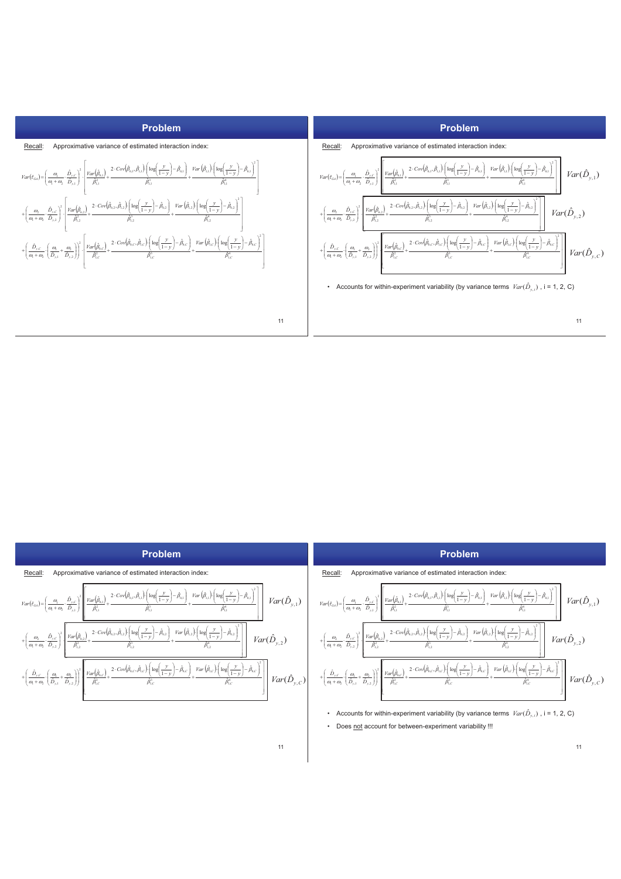## Problem

Recall: Approximative variance of estimated interaction index:

$$Var(\hat{\tau}_{GA}) = \left(\frac{\omega_1}{\omega_1+\omega_2}\cdot\frac{\hat{D}_{y,C}}{\hat{D}_{y,1}}\right)^2 \cdot \left[\frac{Var(\hat{\beta}_{0,1})}{\hat{\beta}_{1,1}^2} + \frac{2\cdot Cov(\hat{\beta}_{0,1},\hat{\beta}_{1,1})\cdot\left(\log\left(\frac{y}{1-y}\right)-\hat{\beta}_{0,1}\right)}{\hat{\beta}_{1,1}^3} + \frac{Var(\hat{\beta}_{1,1})\cdot\left(\log\left(\frac{y}{1-y}\right)-\hat{\beta}_{0,1}\right)^2}{\hat{\beta}_{1,1}^4}\right]$$

$$+\left(\frac{\omega_2}{\omega_1+\omega_2}\cdot\frac{\hat{D}_{y,C}}{\hat{D}_{y,2}}\right)^2 \cdot \left[\frac{Var(\hat{\beta}_{0,2})}{\hat{\beta}_{1,2}^2} + \frac{2\cdot Cov(\hat{\beta}_{0,2},\hat{\beta}_{1,2})\cdot\left(\log\left(\frac{y}{1-y}\right)-\hat{\beta}_{0,2}\right)}{\hat{\beta}_{1,2}^3} + \frac{Var(\hat{\beta}_{1,2})\cdot\left(\log\left(\frac{y}{1-y}\right)-\hat{\beta}_{0,2}\right)^2}{\hat{\beta}_{1,2}^4}\right]$$

$$+\left(\frac{\hat{D}_{y,C}}{\omega_1+\omega_2}\cdot\left(\frac{\omega_1}{\hat{D}_{y,1}}+\frac{\omega_2}{\hat{D}_{y,2}}\right)\right)^2 \cdot \left[\frac{Var(\hat{\beta}_{0,C})}{\hat{\beta}_{1,C}^2} + \frac{2\cdot Cov(\hat{\beta}_{0,C},\hat{\beta}_{1,C})\cdot\left(\log\left(\frac{y}{1-y}\right)-\hat{\beta}_{0,C}\right)}{\hat{\beta}_{1,C}^3} + \frac{Var(\hat{\beta}_{1,C})\cdot\left(\log\left(\frac{y}{1-y}\right)-\hat{\beta}_{0,C}\right)^2}{\hat{\beta}_{1,C}^4}\right]$$

## Problem

Recall: Approximative variance of estimated interaction index:

(Same formula as above, with the three bracketed terms labelled $Var(\hat{D}_{y,1})$, $Var(\hat{D}_{y,2})$, and $Var(\hat{D}_{y,C})$ respectively.)

- Accounts for within-experiment variability (by variance terms $Var(\hat{D}_{y,i})$, i = 1, 2, C)

## Problem

Recall: Approximative variance of estimated interaction index:

(Same formula as above, with the three bracketed terms labelled $Var(\hat{D}_{y,1})$, $Var(\hat{D}_{y,2})$, and $Var(\hat{D}_{y,C})$ respectively.)

## Problem

Recall: Approximative variance of estimated interaction index:

(Same formula as above, with the three bracketed terms labelled $Var(\hat{D}_{y,1})$, $Var(\hat{D}_{y,2})$, and $Var(\hat{D}_{y,C})$ respectively.)

- Accounts for within-experiment variability (by variance terms $Var(\hat{D}_{y,i})$, i = 1, 2, C)
- Does not account for between-experiment variability !!!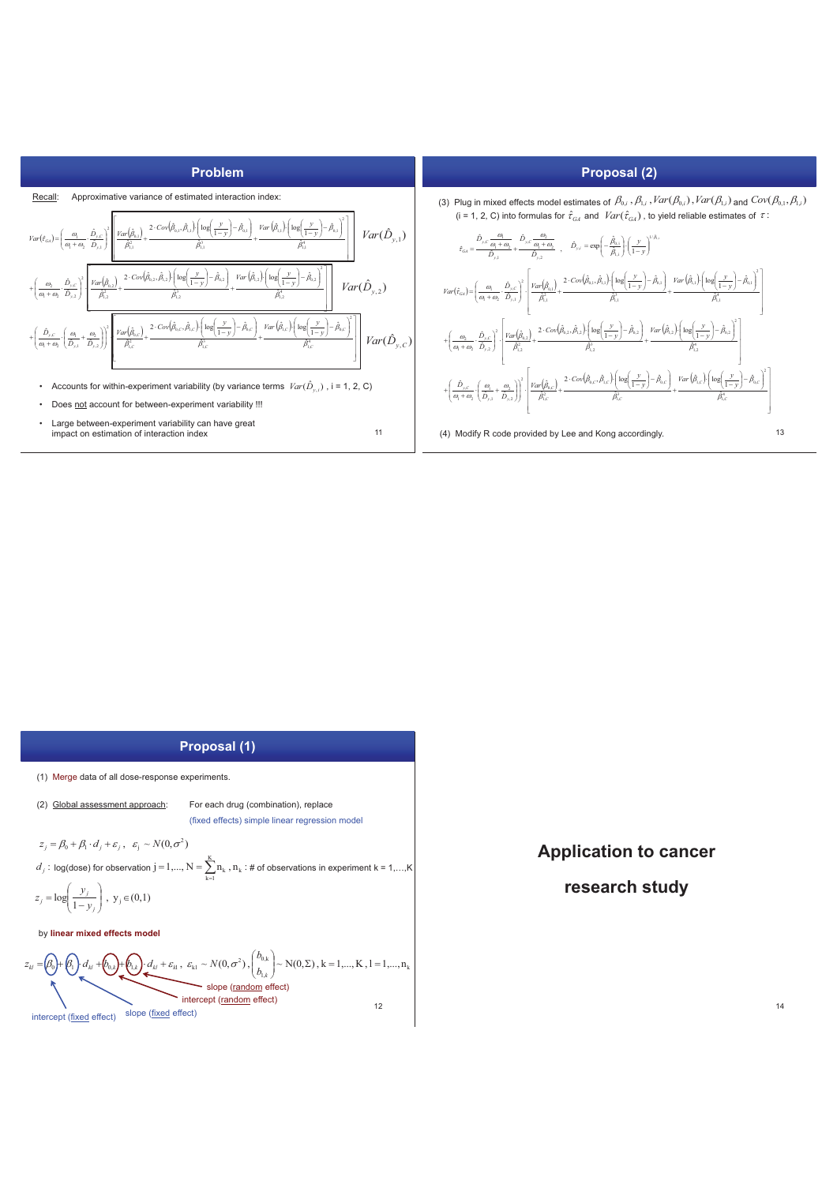## Problem

Recall: Approximative variance of estimated interaction index:

$$Var(\hat{\tau}_{GA}) = \left(\frac{\omega_1}{\omega_1+\omega_2}\cdot\frac{\hat{D}_{y,C}}{\hat{D}_{y,1}}\right)^2 \left[\frac{Var(\hat{\beta}_{0,1})}{\hat{\beta}_{1,1}^2} + \frac{2\cdot Cov(\hat{\beta}_{0,1},\hat{\beta}_{1,1})\cdot\left(\log\left(\frac{y}{1-y}\right)-\hat{\beta}_{0,1}\right)}{\hat{\beta}_{1,1}^3} + \frac{Var(\hat{\beta}_{1,1})\cdot\left(\log\left(\frac{y}{1-y}\right)-\hat{\beta}_{0,1}\right)^2}{\hat{\beta}_{1,1}^4}\right] \quad Var(\hat{D}_{y,1})$$

$$+\left(\frac{\omega_2}{\omega_1+\omega_2}\cdot\frac{\hat{D}_{y,C}}{\hat{D}_{y,2}}\right)^2 \left[\frac{Var(\hat{\beta}_{0,2})}{\hat{\beta}_{1,2}^2} + \frac{2\cdot Cov(\hat{\beta}_{0,2},\hat{\beta}_{1,2})\cdot\left(\log\left(\frac{y}{1-y}\right)-\hat{\beta}_{0,2}\right)}{\hat{\beta}_{1,2}^3} + \frac{Var(\hat{\beta}_{1,2})\cdot\left(\log\left(\frac{y}{1-y}\right)-\hat{\beta}_{0,2}\right)^2}{\hat{\beta}_{1,2}^4}\right] \quad Var(\hat{D}_{y,2})$$

$$+\left(\frac{\hat{D}_{y,C}}{\omega_1+\omega_2}\cdot\left(\frac{\omega_1}{\hat{D}_{y,1}}+\frac{\omega_2}{\hat{D}_{y,2}}\right)\right)^2 \left[\frac{Var(\hat{\beta}_{0,C})}{\hat{\beta}_{1,C}^2} + \frac{2\cdot Cov(\hat{\beta}_{0,C},\hat{\beta}_{1,C})\cdot\left(\log\left(\frac{y}{1-y}\right)-\hat{\beta}_{0,C}\right)}{\hat{\beta}_{1,C}^3} + \frac{Var(\hat{\beta}_{1,C})\cdot\left(\log\left(\frac{y}{1-y}\right)-\hat{\beta}_{0,C}\right)^2}{\hat{\beta}_{1,C}^4}\right] \quad Var(\hat{D}_{y,C})$$

- Accounts for within-experiment variability (by variance terms $Var(\hat{D}_{y,i})$, i = 1, 2, C)
- Does not account for between-experiment variability !!!
- Large between-experiment variability can have great impact on estimation of interaction index

## Proposal (2)

(3) Plug in mixed effects model estimates of $\beta_{0,i}$, $\beta_{1,i}$, $Var(\beta_{0,i})$, $Var(\beta_{1,i})$ and $Cov(\beta_{0,1},\beta_{1,i})$ (i = 1, 2, C) into formulas for $\hat{\tau}_{GA}$ and $Var(\hat{\tau}_{GA})$, to yield reliable estimates of $\tau$:

$$\hat{\tau}_{GA} = \frac{\hat{D}_{y,C}\frac{\omega_1}{\omega_1+\omega_2}}{\hat{D}_{y,1}} + \frac{\hat{D}_{y,C}\frac{\omega_2}{\omega_1+\omega_2}}{\hat{D}_{y,2}}, \quad \hat{D}_{y,i} = \exp\left(-\frac{\hat{\beta}_{0,i}}{\hat{\beta}_{1,i}}\right)\cdot\left(\frac{y}{1-y}\right)^{1/\hat{\beta}_{1,i}}$$

$$Var(\hat{\tau}_{GA}) = \left(\frac{\omega_1}{\omega_1+\omega_2}\cdot\frac{\hat{D}_{y,C}}{\hat{D}_{y,1}}\right)^2 \cdot \left[\frac{Var(\hat{\beta}_{0,1})}{\hat{\beta}_{1,1}^2} + \frac{2\cdot Cov(\hat{\beta}_{0,1},\hat{\beta}_{1,1})\cdot\left(\log\left(\frac{y}{1-y}\right)-\hat{\beta}_{0,1}\right)}{\hat{\beta}_{1,1}^3} + \frac{Var(\hat{\beta}_{1,1})\cdot\left(\log\left(\frac{y}{1-y}\right)-\hat{\beta}_{0,1}\right)^2}{\hat{\beta}_{1,1}^4}\right]$$

$$+\left(\frac{\omega_2}{\omega_1+\omega_2}\cdot\frac{\hat{D}_{y,C}}{\hat{D}_{y,2}}\right)^2 \cdot \left[\frac{Var(\hat{\beta}_{0,2})}{\hat{\beta}_{1,2}^2} + \frac{2\cdot Cov(\hat{\beta}_{0,2},\hat{\beta}_{1,2})\cdot\left(\log\left(\frac{y}{1-y}\right)-\hat{\beta}_{0,2}\right)}{\hat{\beta}_{1,2}^3} + \frac{Var(\hat{\beta}_{1,2})\cdot\left(\log\left(\frac{y}{1-y}\right)-\hat{\beta}_{0,2}\right)^2}{\hat{\beta}_{1,2}^4}\right]$$

$$+\left(\frac{\hat{D}_{y,C}}{\omega_1+\omega_2}\cdot\left(\frac{\omega_1}{\hat{D}_{y,1}}+\frac{\omega_2}{\hat{D}_{y,2}}\right)\right)^2 \cdot \left[\frac{Var(\hat{\beta}_{0,C})}{\hat{\beta}_{1,C}^2} + \frac{2\cdot Cov(\hat{\beta}_{0,C},\hat{\beta}_{1,C})\cdot\left(\log\left(\frac{y}{1-y}\right)-\hat{\beta}_{0,C}\right)}{\hat{\beta}_{1,C}^3} + \frac{Var(\hat{\beta}_{1,C})\cdot\left(\log\left(\frac{y}{1-y}\right)-\hat{\beta}_{0,C}\right)^2}{\hat{\beta}_{1,C}^4}\right]$$

(4) Modify R code provided by Lee and Kong accordingly.

## Proposal (1)

(1) Merge data of all dose-response experiments.

(2) Global assessment approach: For each drug (combination), replace (fixed effects) simple linear regression model

$$z_j = \beta_0 + \beta_1 \cdot d_j + \varepsilon_j, \quad \varepsilon_j \sim N(0,\sigma^2)$$

$d_j$ : log(dose) for observation $j = 1,\ldots, N = \sum_{k=1}^{K} n_k$, $n_k$ : # of observations in experiment k = 1,...,K

$$z_j = \log\left(\frac{y_j}{1-y_j}\right), \quad y_j \in (0,1)$$

by **linear mixed effects model**

$$z_{kl} = \beta_0 + \beta_1 \cdot d_{kl} + b_{0,k} + b_{1,k} \cdot d_{kl} + \varepsilon_{kl}, \quad \varepsilon_{kl} \sim N(0,\sigma^2), \begin{pmatrix} b_{0,k} \\ b_{1,k} \end{pmatrix} \sim N(0,\Sigma), \; k = 1,\ldots,K, \; l = 1,\ldots,n_k$$

- $\beta_0$: intercept (fixed effect)
- $\beta_1$: slope (fixed effect)
- $b_{0,k}$: intercept (random effect)
- $b_{1,k}$: slope (random effect)

# Application to cancer research study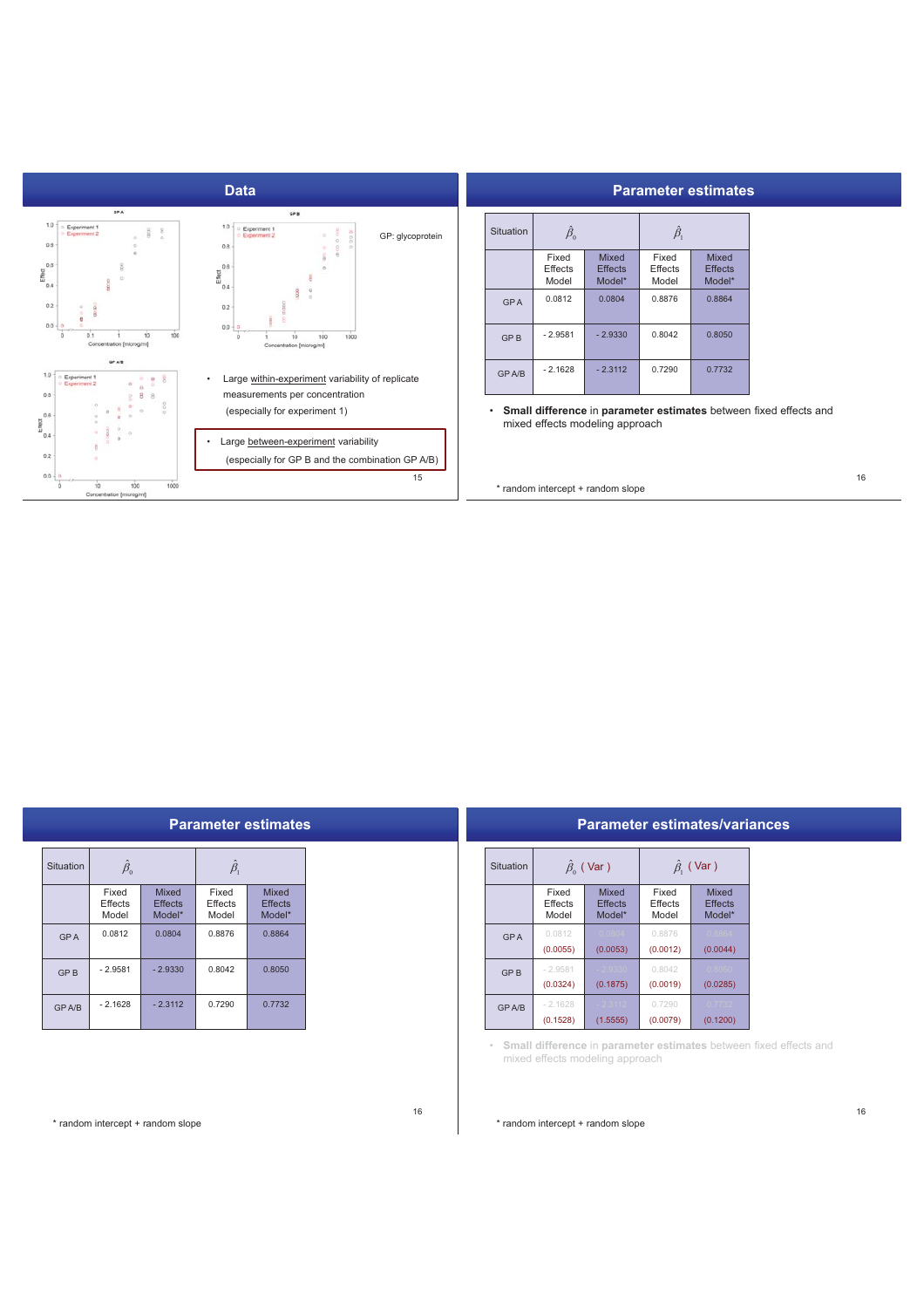## Data

GP: glycoprotein

- Large within-experiment variability of replicate measurements per concentration (especially for experiment 1)

- Large between-experiment variability (especially for GP B and the combination GP A/B)

## Parameter estimates

| Situation | $\hat{\beta}_0$ | | $\hat{\beta}_1$ | |
|---|---|---|---|---|
| | Fixed Effects Model | Mixed Effects Model* | Fixed Effects Model | Mixed Effects Model* |
| GP A | 0.0812 | 0.0804 | 0.8876 | 0.8864 |
| GP B | - 2.9581 | - 2.9330 | 0.8042 | 0.8050 |
| GP A/B | - 2.1628 | - 2.3112 | 0.7290 | 0.7732 |

- **Small difference** in **parameter estimates** between fixed effects and mixed effects modeling approach

\* random intercept + random slope

## Parameter estimates

| Situation | $\hat{\beta}_0$ | | $\hat{\beta}_1$ | |
|---|---|---|---|---|
| | Fixed Effects Model | Mixed Effects Model* | Fixed Effects Model | Mixed Effects Model* |
| GP A | 0.0812 | 0.0804 | 0.8876 | 0.8864 |
| GP B | - 2.9581 | - 2.9330 | 0.8042 | 0.8050 |
| GP A/B | - 2.1628 | - 2.3112 | 0.7290 | 0.7732 |

\* random intercept + random slope

## Parameter estimates/variances

| Situation | $\hat{\beta}_0$ ( Var ) | | $\hat{\beta}_1$ ( Var ) | |
|---|---|---|---|---|
| | Fixed Effects Model | Mixed Effects Model* | Fixed Effects Model | Mixed Effects Model* |
| GP A | 0.0812 (0.0055) | 0.0804 (0.0053) | 0.8876 (0.0012) | 0.8864 (0.0044) |
| GP B | - 2.9581 (0.0324) | - 2.9330 (0.1875) | 0.8042 (0.0019) | 0.8050 (0.0285) |
| GP A/B | - 2.1628 (0.1528) | - 2.3112 (1.5555) | 0.7290 (0.0079) | 0.7732 (0.1200) |

- **Small difference** in **parameter estimates** between fixed effects and mixed effects modeling approach

\* random intercept + random slope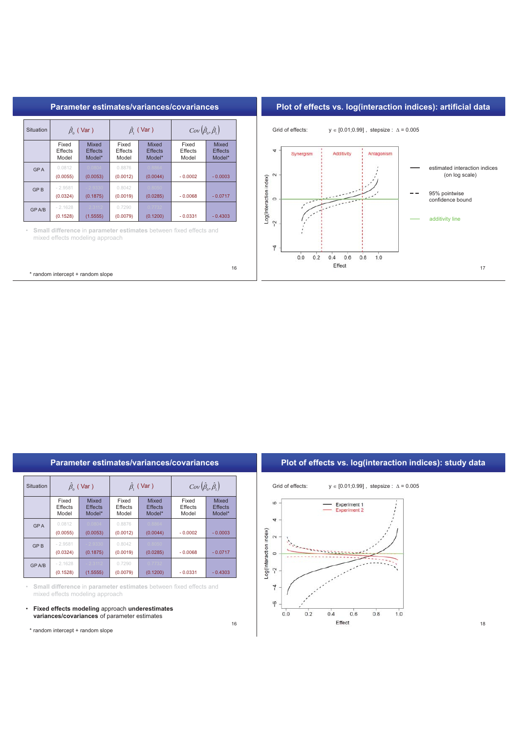## Parameter estimates/variances/covariances

| Situation | $\hat{\beta}_0$ ( Var ) | | $\hat{\beta}_1$ ( Var ) | | $Cov(\hat{\beta}_0, \hat{\beta}_1)$ | |
|---|---|---|---|---|---|---|
| | Fixed Effects Model | Mixed Effects Model* | Fixed Effects Model | Mixed Effects Model* | Fixed Effects Model | Mixed Effects Model* |
| GP A | 0.0812 (0.0055) | 0.0804 (0.0053) | 0.8876 (0.0012) | 0.8864 (0.0044) | - 0.0002 | - 0.0003 |
| GP B | - 2.9581 (0.0324) | - 2.9330 (0.1875) | 0.8042 (0.0019) | 0.8050 (0.0285) | - 0.0068 | - 0.0717 |
| GP A/B | - 2.1628 (0.1528) | - 2.3112 (1.5555) | 0.7290 (0.0079) | 0.7732 (0.1200) | - 0.0331 | - 0.4303 |

- **Small difference** in **parameter estimates** between fixed effects and mixed effects modeling approach

\* random intercept + random slope

## Plot of effects vs. log(interaction indices): artificial data

Grid of effects: $y \in [0.01;0.99]$ , stepsize : $\Delta = 0.005$

- estimated interaction indices (on log scale)
- 95% pointwise confidence bound
- additivity line

## Parameter estimates/variances/covariances

| Situation | $\hat{\beta}_0$ ( Var ) | | $\hat{\beta}_1$ ( Var ) | | $Cov(\hat{\beta}_0, \hat{\beta}_1)$ | |
|---|---|---|---|---|---|---|
| | Fixed Effects Model | Mixed Effects Model* | Fixed Effects Model | Mixed Effects Model* | Fixed Effects Model | Mixed Effects Model* |
| GP A | 0.0812 (0.0055) | 0.0804 (0.0053) | 0.8876 (0.0012) | 0.8864 (0.0044) | - 0.0002 | - 0.0003 |
| GP B | - 2.9581 (0.0324) | - 2.9330 (0.1875) | 0.8042 (0.0019) | 0.8050 (0.0285) | - 0.0068 | - 0.0717 |
| GP A/B | - 2.1628 (0.1528) | - 2.3112 (1.5555) | 0.7290 (0.0079) | 0.7732 (0.1200) | - 0.0331 | - 0.4303 |

- **Small difference** in **parameter estimates** between fixed effects and mixed effects modeling approach
- **Fixed effects modeling** approach **underestimates variances/covariances** of parameter estimates

\* random intercept + random slope

## Plot of effects vs. log(interaction indices): study data

Grid of effects: $y \in [0.01;0.99]$ , stepsize : $\Delta = 0.005$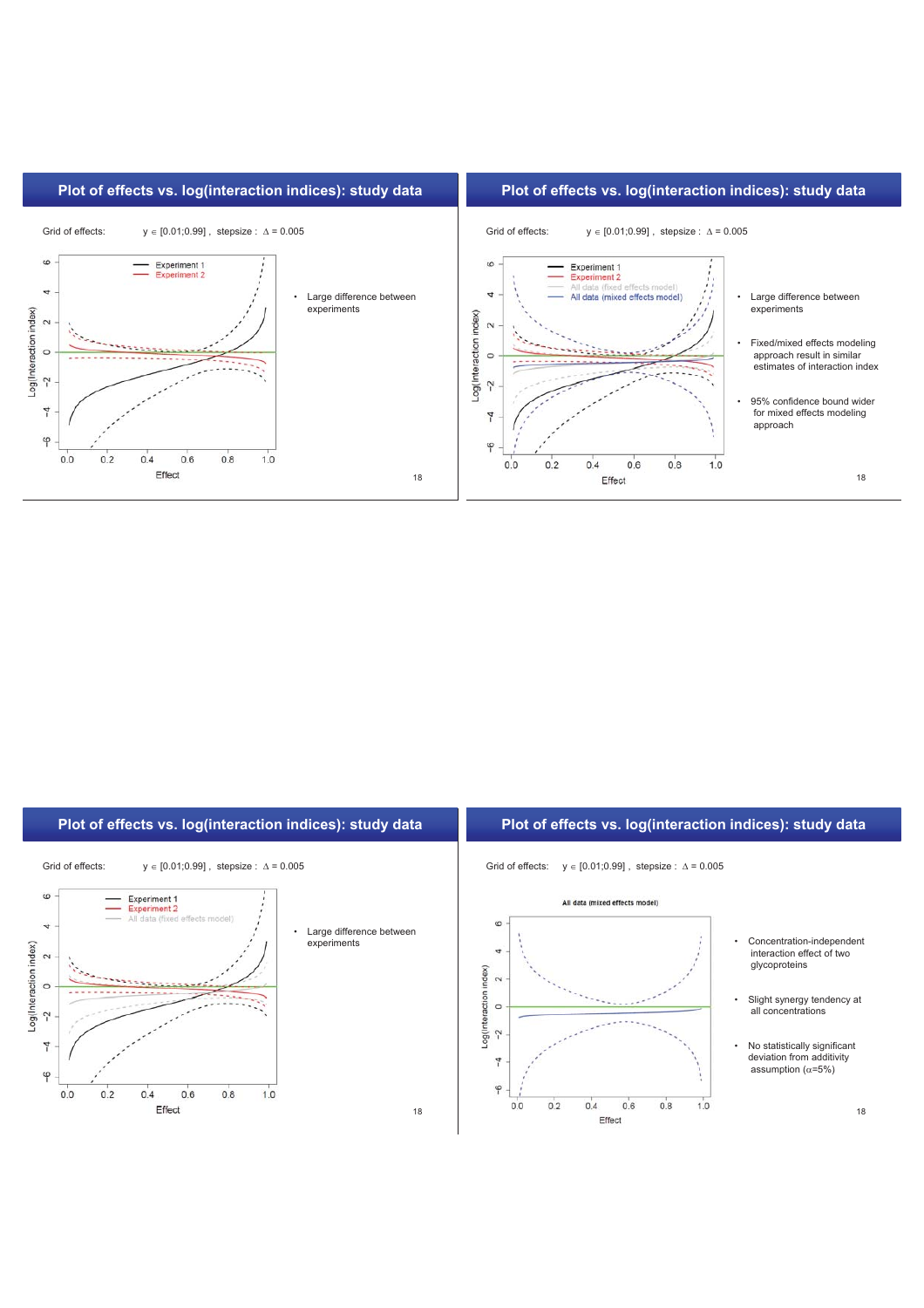## Plot of effects vs. log(interaction indices): study data

Grid of effects: $y \in [0.01;0.99]$ , stepsize : $\Delta = 0.005$

- Large difference between experiments

## Plot of effects vs. log(interaction indices): study data

Grid of effects: $y \in [0.01;0.99]$ , stepsize : $\Delta = 0.005$

- Large difference between experiments
- Fixed/mixed effects modeling approach result in similar estimates of interaction index
- 95% confidence bound wider for mixed effects modeling approach

## Plot of effects vs. log(interaction indices): study data

Grid of effects: $y \in [0.01;0.99]$ , stepsize : $\Delta = 0.005$

- Large difference between experiments

## Plot of effects vs. log(interaction indices): study data

Grid of effects: $y \in [0.01;0.99]$ , stepsize : $\Delta = 0.005$

- Concentration-independent interaction effect of two glycoproteins
- Slight synergy tendency at all concentrations
- No statistically significant deviation from additivity assumption ($\alpha$=5%)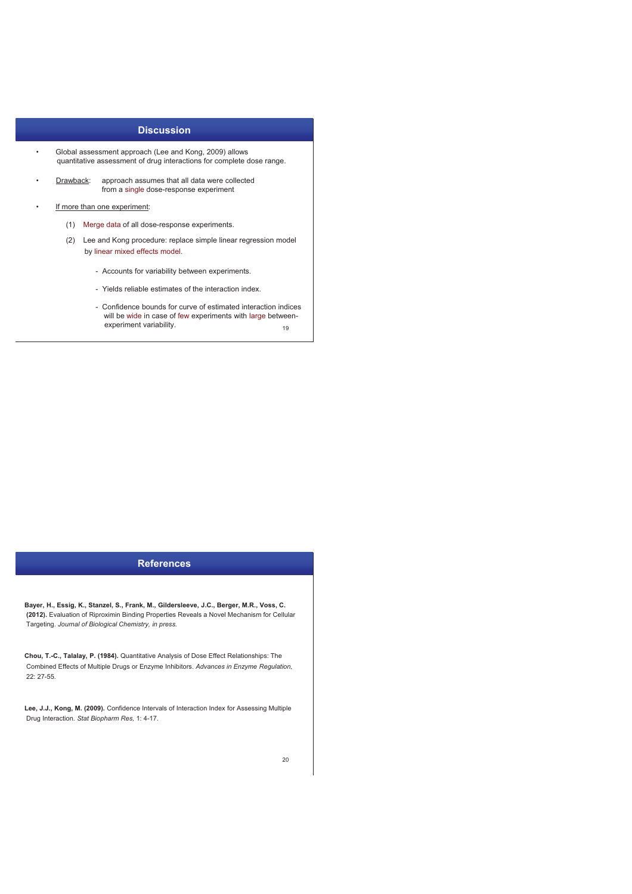## Discussion

- Global assessment approach (Lee and Kong, 2009) allows quantitative assessment of drug interactions for complete dose range.
- Drawback: approach assumes that all data were collected from a single dose-response experiment
- If more than one experiment:
  1. Merge data of all dose-response experiments.
  2. Lee and Kong procedure: replace simple linear regression model by linear mixed effects model.
     - Accounts for variability between experiments.
     - Yields reliable estimates of the interaction index.
     - Confidence bounds for curve of estimated interaction indices will be wide in case of few experiments with large between-experiment variability.

## References

**Bayer, H., Essig, K., Stanzel, S., Frank, M., Gildersleeve, J.C., Berger, M.R., Voss, C. (2012).** Evaluation of Riproximin Binding Properties Reveals a Novel Mechanism for Cellular Targeting. *Journal of Biological Chemistry, in press.*

**Chou, T.-C., Talalay, P. (1984).** Quantitative Analysis of Dose Effect Relationships: The Combined Effects of Multiple Drugs or Enzyme Inhibitors. *Advances in Enzyme Regulation,* 22: 27-55.

**Lee, J.J., Kong, M. (2009).** Confidence Intervals of Interaction Index for Assessing Multiple Drug Interaction. *Stat Biopharm Res,* 1: 4-17.